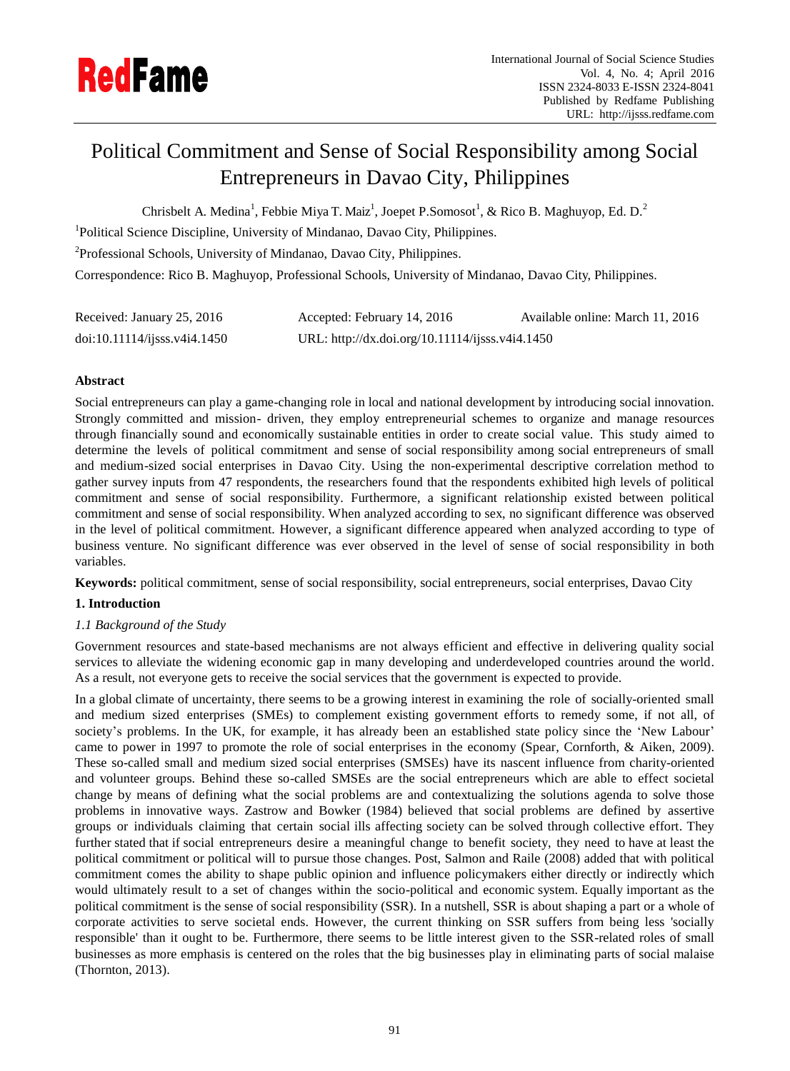# Political Commitment and Sense of Social Responsibility among Social Entrepreneurs in Davao City, Philippines

Chrisbelt A. Medina[1], Febbie Miya T. Maiz[1], Joepet P.Somosot[1], & Rico B. Maghuyop, Ed. D.[2]

[1]Political Science Discipline, University of Mindanao, Davao City, Philippines.

[2]Professional Schools, University of Mindanao, Davao City, Philippines.

Correspondence: Rico B. Maghuyop, Professional Schools, University of Mindanao, Davao City, Philippines.

Received: January 25, 2016 Accepted: February 14, 2016 Available online: March 11, 2016

doi:10.11114/ijsss.v4i4.1450 URL: http://dx.doi.org/10.11114/ijsss.v4i4.1450

## Abstract

Social entrepreneurs can play a game-changing role in local and national development by introducing social innovation. Strongly committed and mission- driven, they employ entrepreneurial schemes to organize and manage resources through financially sound and economically sustainable entities in order to create social value. This study aimed to determine the levels of political commitment and sense of social responsibility among social entrepreneurs of small and medium-sized social enterprises in Davao City. Using the non-experimental descriptive correlation method to gather survey inputs from 47 respondents, the researchers found that the respondents exhibited high levels of political commitment and sense of social responsibility. Furthermore, a significant relationship existed between political commitment and sense of social responsibility. When analyzed according to sex, no significant difference was observed in the level of political commitment. However, a significant difference appeared when analyzed according to type of business venture. No significant difference was ever observed in the level of sense of social responsibility in both variables.

**Keywords:** political commitment, sense of social responsibility, social entrepreneurs, social enterprises, Davao City

## 1. Introduction

### *1.1 Background of the Study*

Government resources and state-based mechanisms are not always efficient and effective in delivering quality social services to alleviate the widening economic gap in many developing and underdeveloped countries around the world. As a result, not everyone gets to receive the social services that the government is expected to provide.

In a global climate of uncertainty, there seems to be a growing interest in examining the role of socially-oriented small and medium sized enterprises (SMEs) to complement existing government efforts to remedy some, if not all, of society's problems. In the UK, for example, it has already been an established state policy since the 'New Labour' came to power in 1997 to promote the role of social enterprises in the economy (Spear, Cornforth, & Aiken, 2009). These so-called small and medium sized social enterprises (SMSEs) have its nascent influence from charity-oriented and volunteer groups. Behind these so-called SMSEs are the social entrepreneurs which are able to effect societal change by means of defining what the social problems are and contextualizing the solutions agenda to solve those problems in innovative ways. Zastrow and Bowker (1984) believed that social problems are defined by assertive groups or individuals claiming that certain social ills affecting society can be solved through collective effort. They further stated that if social entrepreneurs desire a meaningful change to benefit society, they need to have at least the political commitment or political will to pursue those changes. Post, Salmon and Raile (2008) added that with political commitment comes the ability to shape public opinion and influence policymakers either directly or indirectly which would ultimately result to a set of changes within the socio-political and economic system. Equally important as the political commitment is the sense of social responsibility (SSR). In a nutshell, SSR is about shaping a part or a whole of corporate activities to serve societal ends. However, the current thinking on SSR suffers from being less 'socially responsible' than it ought to be. Furthermore, there seems to be little interest given to the SSR-related roles of small businesses as more emphasis is centered on the roles that the big businesses play in eliminating parts of social malaise (Thornton, 2013).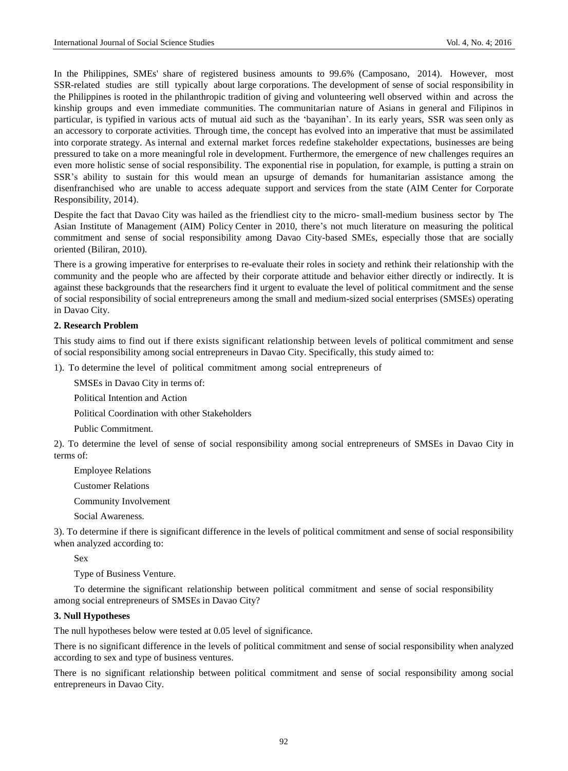In the Philippines, SMEs' share of registered business amounts to 99.6% (Camposano, 2014). However, most SSR-related studies are still typically about large corporations. The development of sense of social responsibility in the Philippines is rooted in the philanthropic tradition of giving and volunteering well observed within and across the kinship groups and even immediate communities. The communitarian nature of Asians in general and Filipinos in particular, is typified in various acts of mutual aid such as the 'bayanihan'. In its early years, SSR was seen only as an accessory to corporate activities. Through time, the concept has evolved into an imperative that must be assimilated into corporate strategy. As internal and external market forces redefine stakeholder expectations, businesses are being pressured to take on a more meaningful role in development. Furthermore, the emergence of new challenges requires an even more holistic sense of social responsibility. The exponential rise in population, for example, is putting a strain on SSR's ability to sustain for this would mean an upsurge of demands for humanitarian assistance among the disenfranchised who are unable to access adequate support and services from the state (AIM Center for Corporate Responsibility, 2014).

Despite the fact that Davao City was hailed as the friendliest city to the micro- small-medium business sector by The Asian Institute of Management (AIM) Policy Center in 2010, there's not much literature on measuring the political commitment and sense of social responsibility among Davao City-based SMEs, especially those that are socially oriented (Biliran, 2010).

There is a growing imperative for enterprises to re-evaluate their roles in society and rethink their relationship with the community and the people who are affected by their corporate attitude and behavior either directly or indirectly. It is against these backgrounds that the researchers find it urgent to evaluate the level of political commitment and the sense of social responsibility of social entrepreneurs among the small and medium-sized social enterprises (SMSEs) operating in Davao City.

## 2. Research Problem

This study aims to find out if there exists significant relationship between levels of political commitment and sense of social responsibility among social entrepreneurs in Davao City. Specifically, this study aimed to:

1). To determine the level of political commitment among social entrepreneurs of

SMSEs in Davao City in terms of:

Political Intention and Action

Political Coordination with other Stakeholders

Public Commitment.

2). To determine the level of sense of social responsibility among social entrepreneurs of SMSEs in Davao City in terms of:

Employee Relations

Customer Relations

Community Involvement

Social Awareness.

3). To determine if there is significant difference in the levels of political commitment and sense of social responsibility when analyzed according to:

Sex

Type of Business Venture.

To determine the significant relationship between political commitment and sense of social responsibility among social entrepreneurs of SMSEs in Davao City?

## 3. Null Hypotheses

The null hypotheses below were tested at 0.05 level of significance.

There is no significant difference in the levels of political commitment and sense of social responsibility when analyzed according to sex and type of business ventures.

There is no significant relationship between political commitment and sense of social responsibility among social entrepreneurs in Davao City.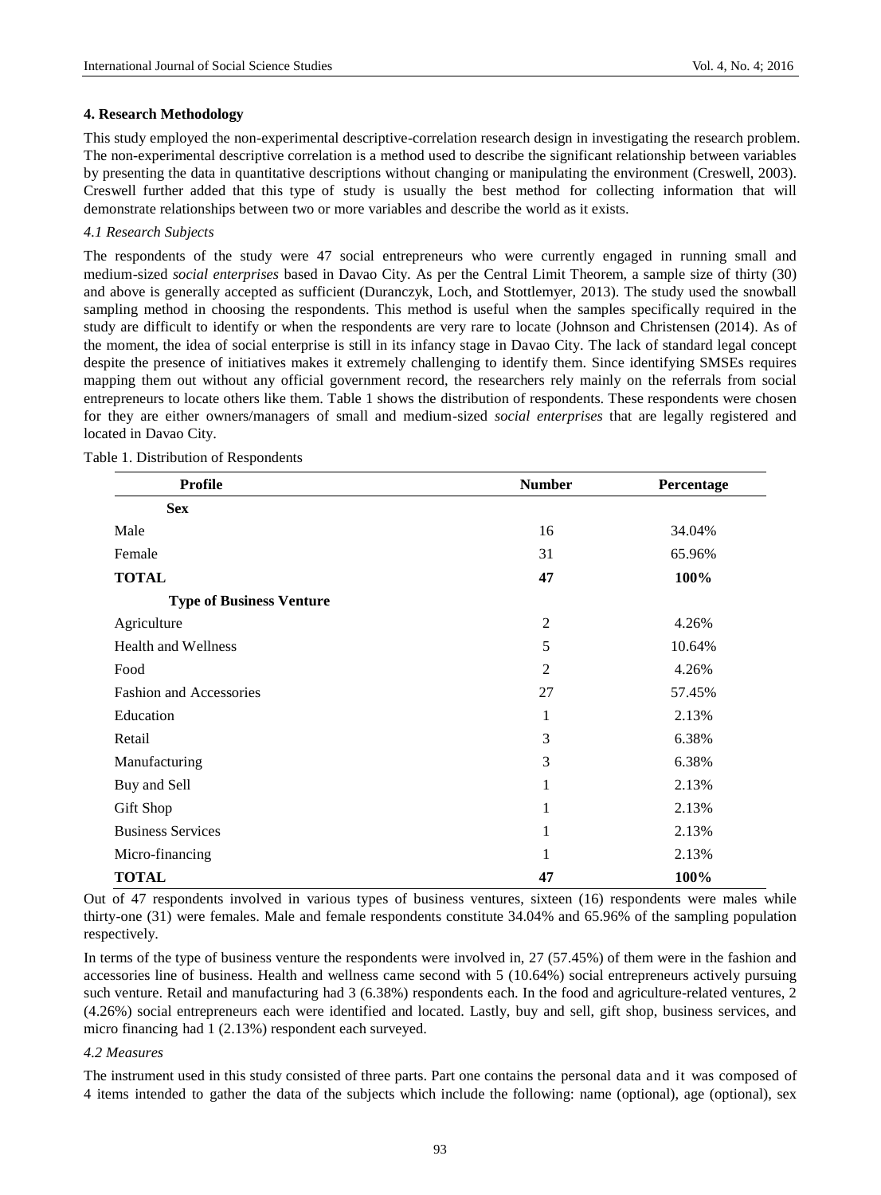## 4. Research Methodology

This study employed the non-experimental descriptive-correlation research design in investigating the research problem. The non-experimental descriptive correlation is a method used to describe the significant relationship between variables by presenting the data in quantitative descriptions without changing or manipulating the environment (Creswell, 2003). Creswell further added that this type of study is usually the best method for collecting information that will demonstrate relationships between two or more variables and describe the world as it exists.

### *4.1 Research Subjects*

The respondents of the study were 47 social entrepreneurs who were currently engaged in running small and medium-sized *social enterprises* based in Davao City. As per the Central Limit Theorem, a sample size of thirty (30) and above is generally accepted as sufficient (Duranczyk, Loch, and Stottlemyer, 2013). The study used the snowball sampling method in choosing the respondents. This method is useful when the samples specifically required in the study are difficult to identify or when the respondents are very rare to locate (Johnson and Christensen (2014). As of the moment, the idea of social enterprise is still in its infancy stage in Davao City. The lack of standard legal concept despite the presence of initiatives makes it extremely challenging to identify them. Since identifying SMSEs requires mapping them out without any official government record, the researchers rely mainly on the referrals from social entrepreneurs to locate others like them. Table 1 shows the distribution of respondents. These respondents were chosen for they are either owners/managers of small and medium-sized *social enterprises* that are legally registered and located in Davao City.

Table 1. Distribution of Respondents

| Profile | Number | Percentage |
|---|---|---|
| **Sex** | | |
| Male | 16 | 34.04% |
| Female | 31 | 65.96% |
| **TOTAL** | **47** | **100%** |
| **Type of Business Venture** | | |
| Agriculture | 2 | 4.26% |
| Health and Wellness | 5 | 10.64% |
| Food | 2 | 4.26% |
| Fashion and Accessories | 27 | 57.45% |
| Education | 1 | 2.13% |
| Retail | 3 | 6.38% |
| Manufacturing | 3 | 6.38% |
| Buy and Sell | 1 | 2.13% |
| Gift Shop | 1 | 2.13% |
| Business Services | 1 | 2.13% |
| Micro-financing | 1 | 2.13% |
| **TOTAL** | **47** | **100%** |

Out of 47 respondents involved in various types of business ventures, sixteen (16) respondents were males while thirty-one (31) were females. Male and female respondents constitute 34.04% and 65.96% of the sampling population respectively.

In terms of the type of business venture the respondents were involved in, 27 (57.45%) of them were in the fashion and accessories line of business. Health and wellness came second with 5 (10.64%) social entrepreneurs actively pursuing such venture. Retail and manufacturing had 3 (6.38%) respondents each. In the food and agriculture-related ventures, 2 (4.26%) social entrepreneurs each were identified and located. Lastly, buy and sell, gift shop, business services, and micro financing had 1 (2.13%) respondent each surveyed.

### *4.2 Measures*

The instrument used in this study consisted of three parts. Part one contains the personal data and it was composed of 4 items intended to gather the data of the subjects which include the following: name (optional), age (optional), sex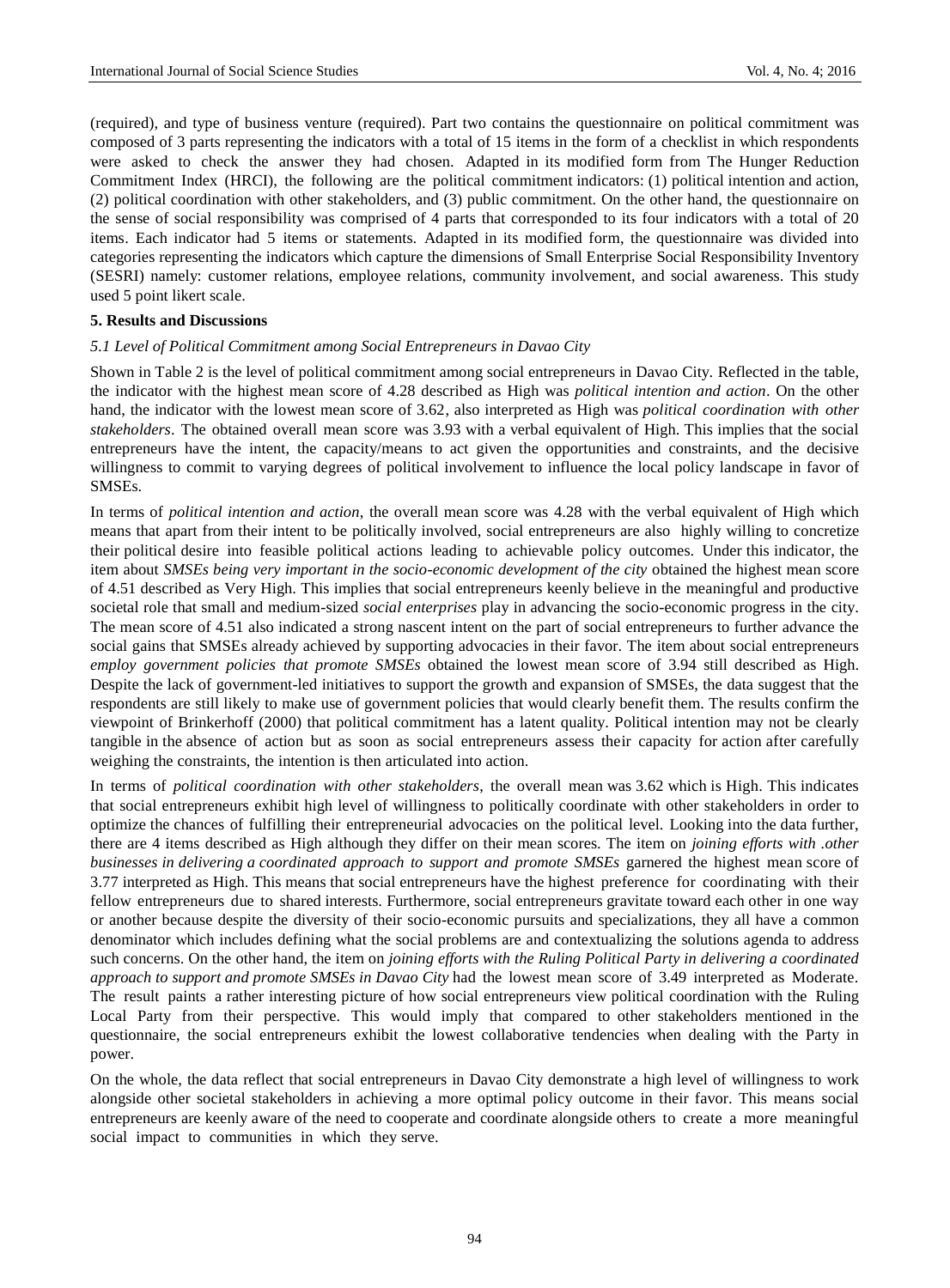(required), and type of business venture (required). Part two contains the questionnaire on political commitment was composed of 3 parts representing the indicators with a total of 15 items in the form of a checklist in which respondents were asked to check the answer they had chosen. Adapted in its modified form from The Hunger Reduction Commitment Index (HRCI), the following are the political commitment indicators: (1) political intention and action, (2) political coordination with other stakeholders, and (3) public commitment. On the other hand, the questionnaire on the sense of social responsibility was comprised of 4 parts that corresponded to its four indicators with a total of 20 items. Each indicator had 5 items or statements. Adapted in its modified form, the questionnaire was divided into categories representing the indicators which capture the dimensions of Small Enterprise Social Responsibility Inventory (SESRI) namely: customer relations, employee relations, community involvement, and social awareness. This study used 5 point likert scale.

## 5. Results and Discussions

### *5.1 Level of Political Commitment among Social Entrepreneurs in Davao City*

Shown in Table 2 is the level of political commitment among social entrepreneurs in Davao City. Reflected in the table, the indicator with the highest mean score of 4.28 described as High was *political intention and action*. On the other hand, the indicator with the lowest mean score of 3.62, also interpreted as High was *political coordination with other stakeholders*. The obtained overall mean score was 3.93 with a verbal equivalent of High. This implies that the social entrepreneurs have the intent, the capacity/means to act given the opportunities and constraints, and the decisive willingness to commit to varying degrees of political involvement to influence the local policy landscape in favor of SMSEs.

In terms of *political intention and action*, the overall mean score was 4.28 with the verbal equivalent of High which means that apart from their intent to be politically involved, social entrepreneurs are also highly willing to concretize their political desire into feasible political actions leading to achievable policy outcomes. Under this indicator, the item about *SMSEs being very important in the socio-economic development of the city* obtained the highest mean score of 4.51 described as Very High. This implies that social entrepreneurs keenly believe in the meaningful and productive societal role that small and medium-sized *social enterprises* play in advancing the socio-economic progress in the city. The mean score of 4.51 also indicated a strong nascent intent on the part of social entrepreneurs to further advance the social gains that SMSEs already achieved by supporting advocacies in their favor. The item about social entrepreneurs *employ government policies that promote SMSEs* obtained the lowest mean score of 3.94 still described as High. Despite the lack of government-led initiatives to support the growth and expansion of SMSEs, the data suggest that the respondents are still likely to make use of government policies that would clearly benefit them. The results confirm the viewpoint of Brinkerhoff (2000) that political commitment has a latent quality. Political intention may not be clearly tangible in the absence of action but as soon as social entrepreneurs assess their capacity for action after carefully weighing the constraints, the intention is then articulated into action.

In terms of *political coordination with other stakeholders*, the overall mean was 3.62 which is High. This indicates that social entrepreneurs exhibit high level of willingness to politically coordinate with other stakeholders in order to optimize the chances of fulfilling their entrepreneurial advocacies on the political level. Looking into the data further, there are 4 items described as High although they differ on their mean scores. The item on *joining efforts with .other businesses in delivering a coordinated approach to support and promote SMSEs* garnered the highest mean score of 3.77 interpreted as High. This means that social entrepreneurs have the highest preference for coordinating with their fellow entrepreneurs due to shared interests. Furthermore, social entrepreneurs gravitate toward each other in one way or another because despite the diversity of their socio-economic pursuits and specializations, they all have a common denominator which includes defining what the social problems are and contextualizing the solutions agenda to address such concerns. On the other hand, the item on *joining efforts with the Ruling Political Party in delivering a coordinated approach to support and promote SMSEs in Davao City* had the lowest mean score of 3.49 interpreted as Moderate. The result paints a rather interesting picture of how social entrepreneurs view political coordination with the Ruling Local Party from their perspective. This would imply that compared to other stakeholders mentioned in the questionnaire, the social entrepreneurs exhibit the lowest collaborative tendencies when dealing with the Party in power.

On the whole, the data reflect that social entrepreneurs in Davao City demonstrate a high level of willingness to work alongside other societal stakeholders in achieving a more optimal policy outcome in their favor. This means social entrepreneurs are keenly aware of the need to cooperate and coordinate alongside others to create a more meaningful social impact to communities in which they serve.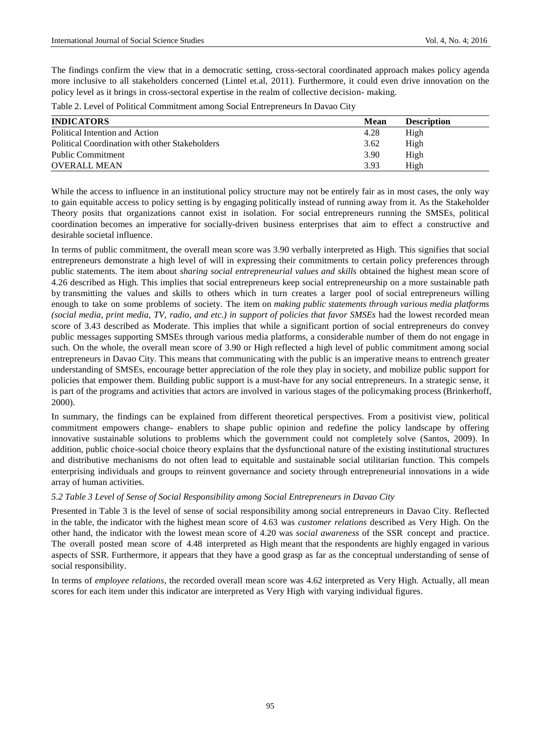The findings confirm the view that in a democratic setting, cross-sectoral coordinated approach makes policy agenda more inclusive to all stakeholders concerned (Lintel et.al, 2011). Furthermore, it could even drive innovation on the policy level as it brings in cross-sectoral expertise in the realm of collective decision- making.

Table 2. Level of Political Commitment among Social Entrepreneurs In Davao City

| INDICATORS | Mean | Description |
|---|---|---|
| Political Intention and Action | 4.28 | High |
| Political Coordination with other Stakeholders | 3.62 | High |
| Public Commitment | 3.90 | High |
| OVERALL MEAN | 3.93 | High |

While the access to influence in an institutional policy structure may not be entirely fair as in most cases, the only way to gain equitable access to policy setting is by engaging politically instead of running away from it. As the Stakeholder Theory posits that organizations cannot exist in isolation. For social entrepreneurs running the SMSEs, political coordination becomes an imperative for socially-driven business enterprises that aim to effect a constructive and desirable societal influence.

In terms of public commitment, the overall mean score was 3.90 verbally interpreted as High. This signifies that social entrepreneurs demonstrate a high level of will in expressing their commitments to certain policy preferences through public statements. The item about *sharing social entrepreneurial values and skills* obtained the highest mean score of 4.26 described as High. This implies that social entrepreneurs keep social entrepreneurship on a more sustainable path by transmitting the values and skills to others which in turn creates a larger pool of social entrepreneurs willing enough to take on some problems of society. The item on *making public statements through various media platforms (social media, print media, TV, radio, and etc.) in support of policies that favor SMSEs* had the lowest recorded mean score of 3.43 described as Moderate. This implies that while a significant portion of social entrepreneurs do convey public messages supporting SMSEs through various media platforms, a considerable number of them do not engage in such. On the whole, the overall mean score of 3.90 or High reflected a high level of public commitment among social entrepreneurs in Davao City. This means that communicating with the public is an imperative means to entrench greater understanding of SMSEs, encourage better appreciation of the role they play in society, and mobilize public support for policies that empower them. Building public support is a must-have for any social entrepreneurs. In a strategic sense, it is part of the programs and activities that actors are involved in various stages of the policymaking process (Brinkerhoff, 2000).

In summary, the findings can be explained from different theoretical perspectives. From a positivist view, political commitment empowers change- enablers to shape public opinion and redefine the policy landscape by offering innovative sustainable solutions to problems which the government could not completely solve (Santos, 2009). In addition, public choice-social choice theory explains that the dysfunctional nature of the existing institutional structures and distributive mechanisms do not often lead to equitable and sustainable social utilitarian function. This compels enterprising individuals and groups to reinvent governance and society through entrepreneurial innovations in a wide array of human activities.

### *5.2 Table 3 Level of Sense of Social Responsibility among Social Entrepreneurs in Davao City*

Presented in Table 3 is the level of sense of social responsibility among social entrepreneurs in Davao City. Reflected in the table, the indicator with the highest mean score of 4.63 was *customer relations* described as Very High. On the other hand, the indicator with the lowest mean score of 4.20 was *social awareness* of the SSR concept and practice. The overall posted mean score of 4.48 interpreted as High meant that the respondents are highly engaged in various aspects of SSR. Furthermore, it appears that they have a good grasp as far as the conceptual understanding of sense of social responsibility.

In terms of *employee relations*, the recorded overall mean score was 4.62 interpreted as Very High. Actually, all mean scores for each item under this indicator are interpreted as Very High with varying individual figures.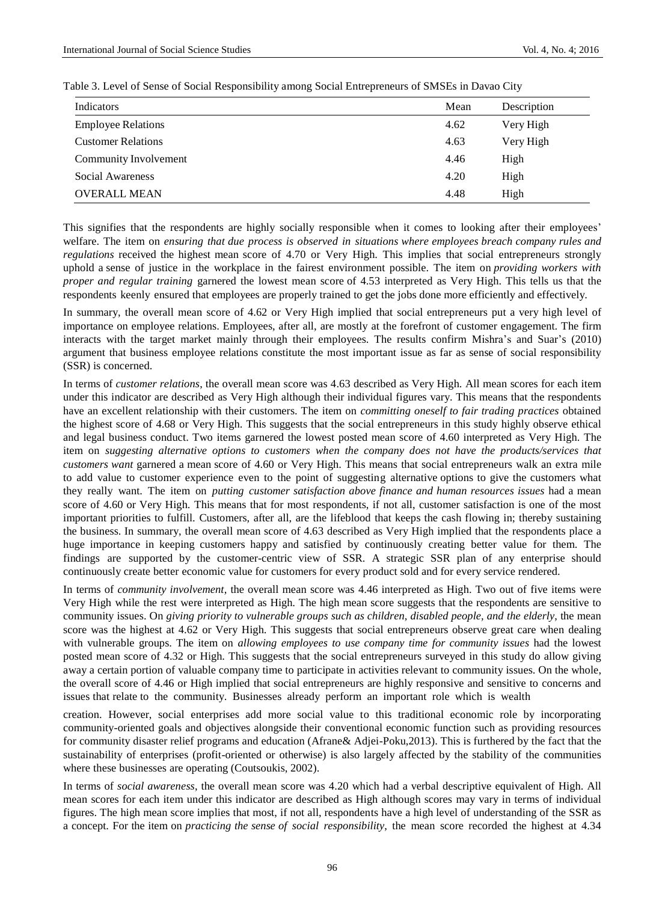Table 3. Level of Sense of Social Responsibility among Social Entrepreneurs of SMSEs in Davao City

| Indicators | Mean | Description |
| --- | --- | --- |
| Employee Relations | 4.62 | Very High |
| Customer Relations | 4.63 | Very High |
| Community Involvement | 4.46 | High |
| Social Awareness | 4.20 | High |
| OVERALL MEAN | 4.48 | High |

This signifies that the respondents are highly socially responsible when it comes to looking after their employees' welfare. The item on *ensuring that due process is observed in situations where employees breach company rules and regulations* received the highest mean score of 4.70 or Very High. This implies that social entrepreneurs strongly uphold a sense of justice in the workplace in the fairest environment possible. The item on *providing workers with proper and regular training* garnered the lowest mean score of 4.53 interpreted as Very High. This tells us that the respondents keenly ensured that employees are properly trained to get the jobs done more efficiently and effectively.

In summary, the overall mean score of 4.62 or Very High implied that social entrepreneurs put a very high level of importance on employee relations. Employees, after all, are mostly at the forefront of customer engagement. The firm interacts with the target market mainly through their employees. The results confirm Mishra's and Suar's (2010) argument that business employee relations constitute the most important issue as far as sense of social responsibility (SSR) is concerned.

In terms of *customer relations*, the overall mean score was 4.63 described as Very High. All mean scores for each item under this indicator are described as Very High although their individual figures vary. This means that the respondents have an excellent relationship with their customers. The item on *committing oneself to fair trading practices* obtained the highest score of 4.68 or Very High. This suggests that the social entrepreneurs in this study highly observe ethical and legal business conduct. Two items garnered the lowest posted mean score of 4.60 interpreted as Very High. The item on *suggesting alternative options to customers when the company does not have the products/services that customers want* garnered a mean score of 4.60 or Very High. This means that social entrepreneurs walk an extra mile to add value to customer experience even to the point of suggesting alternative options to give the customers what they really want. The item on *putting customer satisfaction above finance and human resources issues* had a mean score of 4.60 or Very High. This means that for most respondents, if not all, customer satisfaction is one of the most important priorities to fulfill. Customers, after all, are the lifeblood that keeps the cash flowing in; thereby sustaining the business. In summary, the overall mean score of 4.63 described as Very High implied that the respondents place a huge importance in keeping customers happy and satisfied by continuously creating better value for them. The findings are supported by the customer-centric view of SSR. A strategic SSR plan of any enterprise should continuously create better economic value for customers for every product sold and for every service rendered.

In terms of *community involvement*, the overall mean score was 4.46 interpreted as High. Two out of five items were Very High while the rest were interpreted as High. The high mean score suggests that the respondents are sensitive to community issues. On *giving priority to vulnerable groups such as children, disabled people, and the elderly*, the mean score was the highest at 4.62 or Very High. This suggests that social entrepreneurs observe great care when dealing with vulnerable groups. The item on *allowing employees to use company time for community issues* had the lowest posted mean score of 4.32 or High. This suggests that the social entrepreneurs surveyed in this study do allow giving away a certain portion of valuable company time to participate in activities relevant to community issues. On the whole, the overall score of 4.46 or High implied that social entrepreneurs are highly responsive and sensitive to concerns and issues that relate to the community. Businesses already perform an important role which is wealth creation. However, social enterprises add more social value to this traditional economic role by incorporating community-oriented goals and objectives alongside their conventional economic function such as providing resources for community disaster relief programs and education (Afrane& Adjei-Poku,2013). This is furthered by the fact that the sustainability of enterprises (profit-oriented or otherwise) is also largely affected by the stability of the communities where these businesses are operating (Coutsoukis, 2002).

In terms of *social awareness*, the overall mean score was 4.20 which had a verbal descriptive equivalent of High. All mean scores for each item under this indicator are described as High although scores may vary in terms of individual figures. The high mean score implies that most, if not all, respondents have a high level of understanding of the SSR as a concept. For the item on *practicing the sense of social responsibility*, the mean score recorded the highest at 4.34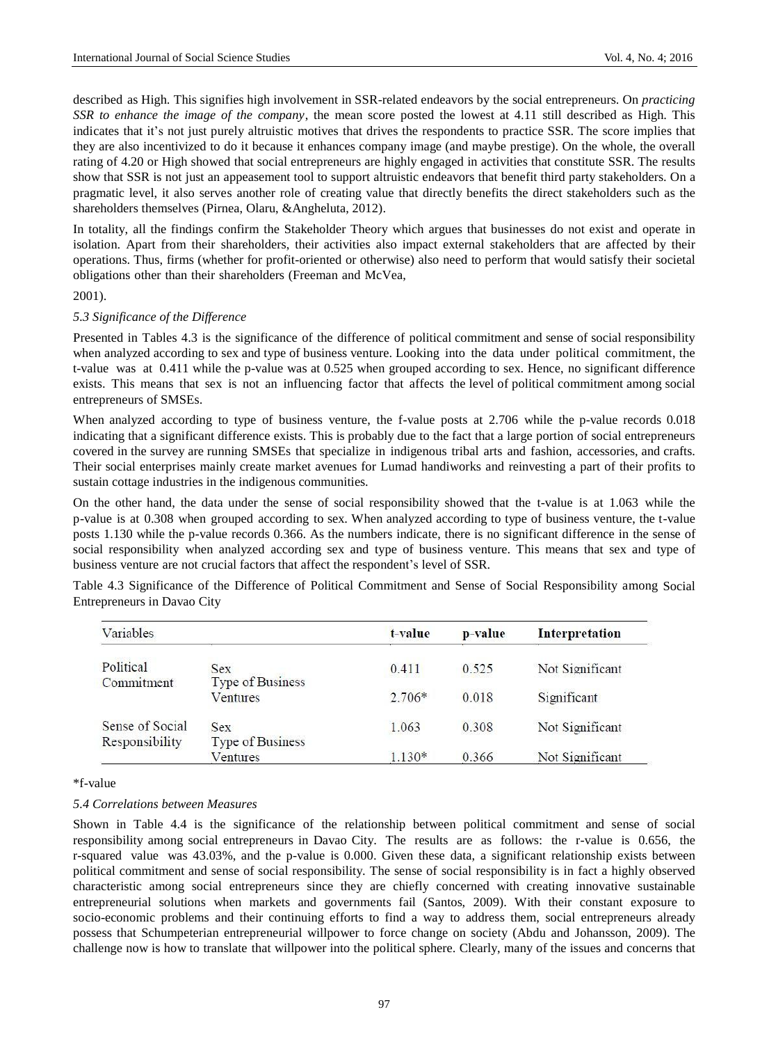described as High. This signifies high involvement in SSR-related endeavors by the social entrepreneurs. On *practicing SSR to enhance the image of the company*, the mean score posted the lowest at 4.11 still described as High. This indicates that it's not just purely altruistic motives that drives the respondents to practice SSR. The score implies that they are also incentivized to do it because it enhances company image (and maybe prestige). On the whole, the overall rating of 4.20 or High showed that social entrepreneurs are highly engaged in activities that constitute SSR. The results show that SSR is not just an appeasement tool to support altruistic endeavors that benefit third party stakeholders. On a pragmatic level, it also serves another role of creating value that directly benefits the direct stakeholders such as the shareholders themselves (Pirnea, Olaru, &Angheluta, 2012).

In totality, all the findings confirm the Stakeholder Theory which argues that businesses do not exist and operate in isolation. Apart from their shareholders, their activities also impact external stakeholders that are affected by their operations. Thus, firms (whether for profit-oriented or otherwise) also need to perform that would satisfy their societal obligations other than their shareholders (Freeman and McVea,

2001).

### *5.3 Significance of the Difference*

Presented in Tables 4.3 is the significance of the difference of political commitment and sense of social responsibility when analyzed according to sex and type of business venture. Looking into the data under political commitment, the t-value was at 0.411 while the p-value was at 0.525 when grouped according to sex. Hence, no significant difference exists. This means that sex is not an influencing factor that affects the level of political commitment among social entrepreneurs of SMSEs.

When analyzed according to type of business venture, the f-value posts at 2.706 while the p-value records 0.018 indicating that a significant difference exists. This is probably due to the fact that a large portion of social entrepreneurs covered in the survey are running SMSEs that specialize in indigenous tribal arts and fashion, accessories, and crafts. Their social enterprises mainly create market avenues for Lumad handiworks and reinvesting a part of their profits to sustain cottage industries in the indigenous communities.

On the other hand, the data under the sense of social responsibility showed that the t-value is at 1.063 while the p-value is at 0.308 when grouped according to sex. When analyzed according to type of business venture, the t-value posts 1.130 while the p-value records 0.366. As the numbers indicate, there is no significant difference in the sense of social responsibility when analyzed according sex and type of business venture. This means that sex and type of business venture are not crucial factors that affect the respondent's level of SSR.

Table 4.3 Significance of the Difference of Political Commitment and Sense of Social Responsibility among Social Entrepreneurs in Davao City

| Variables | | t-value | p-value | Interpretation |
|---|---|---|---|---|
| Political Commitment | Sex | 0.411 | 0.525 | Not Significant |
| | Type of Business Ventures | 2.706* | 0.018 | Significant |
| Sense of Social Responsibility | Sex | 1.063 | 0.308 | Not Significant |
| | Type of Business Ventures | 1.130* | 0.366 | Not Significant |

*f-value

### *5.4 Correlations between Measures*

Shown in Table 4.4 is the significance of the relationship between political commitment and sense of social responsibility among social entrepreneurs in Davao City. The results are as follows: the r-value is 0.656, the r-squared value was 43.03%, and the p-value is 0.000. Given these data, a significant relationship exists between political commitment and sense of social responsibility. The sense of social responsibility is in fact a highly observed characteristic among social entrepreneurs since they are chiefly concerned with creating innovative sustainable entrepreneurial solutions when markets and governments fail (Santos, 2009). With their constant exposure to socio-economic problems and their continuing efforts to find a way to address them, social entrepreneurs already possess that Schumpeterian entrepreneurial willpower to force change on society (Abdu and Johansson, 2009). The challenge now is how to translate that willpower into the political sphere. Clearly, many of the issues and concerns that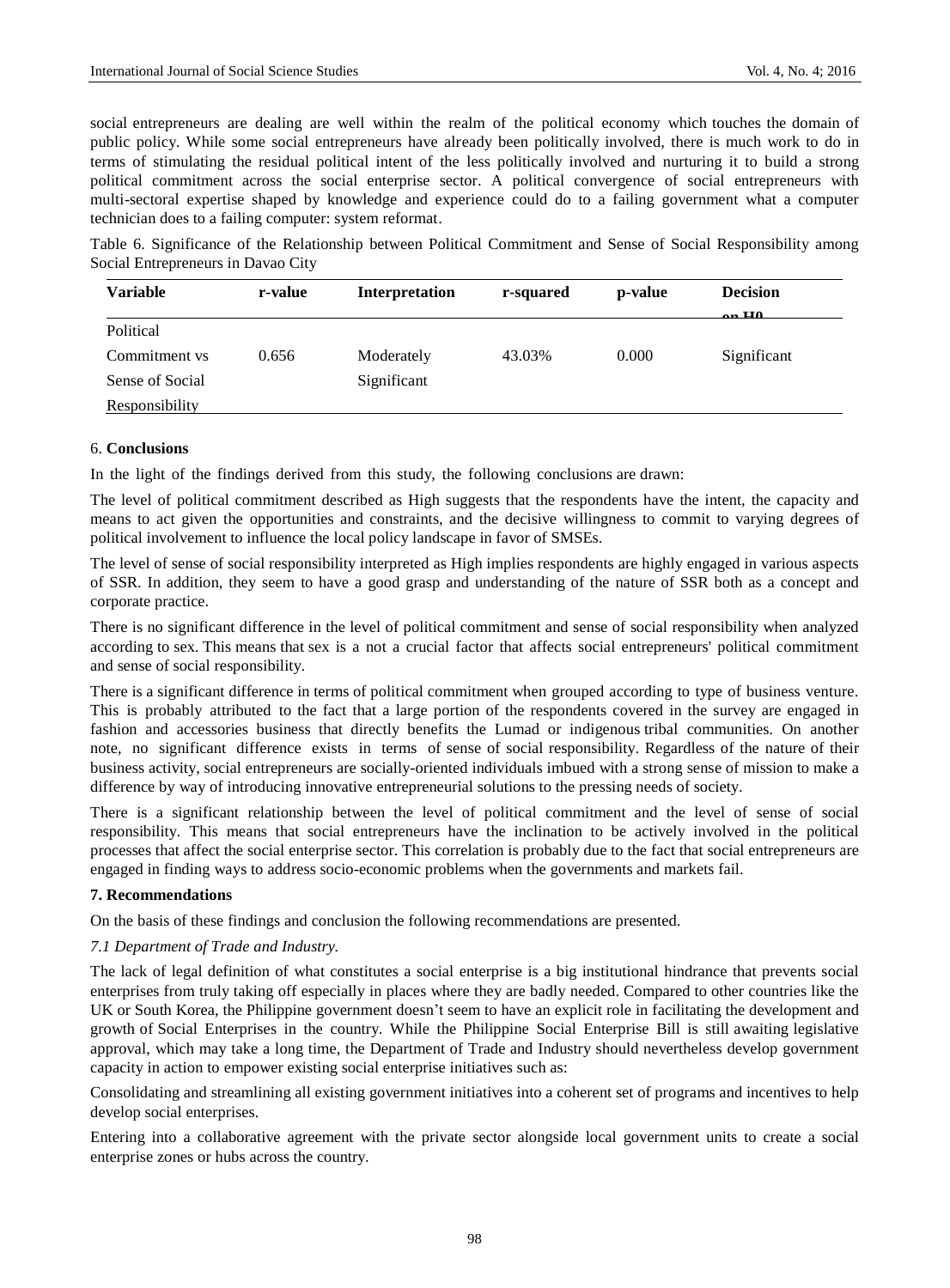social entrepreneurs are dealing are well within the realm of the political economy which touches the domain of public policy. While some social entrepreneurs have already been politically involved, there is much work to do in terms of stimulating the residual political intent of the less politically involved and nurturing it to build a strong political commitment across the social enterprise sector. A political convergence of social entrepreneurs with multi-sectoral expertise shaped by knowledge and experience could do to a failing government what a computer technician does to a failing computer: system reformat.

Table 6. Significance of the Relationship between Political Commitment and Sense of Social Responsibility among Social Entrepreneurs in Davao City

| Variable | r-value | Interpretation | r-squared | p-value | Decision on H0 |
|---|---|---|---|---|---|
| Political Commitment vs Sense of Social Responsibility | 0.656 | Moderately Significant | 43.03% | 0.000 | Significant |

## 6. Conclusions

In the light of the findings derived from this study, the following conclusions are drawn:

The level of political commitment described as High suggests that the respondents have the intent, the capacity and means to act given the opportunities and constraints, and the decisive willingness to commit to varying degrees of political involvement to influence the local policy landscape in favor of SMSEs.

The level of sense of social responsibility interpreted as High implies respondents are highly engaged in various aspects of SSR. In addition, they seem to have a good grasp and understanding of the nature of SSR both as a concept and corporate practice.

There is no significant difference in the level of political commitment and sense of social responsibility when analyzed according to sex. This means that sex is a not a crucial factor that affects social entrepreneurs' political commitment and sense of social responsibility.

There is a significant difference in terms of political commitment when grouped according to type of business venture. This is probably attributed to the fact that a large portion of the respondents covered in the survey are engaged in fashion and accessories business that directly benefits the Lumad or indigenous tribal communities. On another note, no significant difference exists in terms of sense of social responsibility. Regardless of the nature of their business activity, social entrepreneurs are socially-oriented individuals imbued with a strong sense of mission to make a difference by way of introducing innovative entrepreneurial solutions to the pressing needs of society.

There is a significant relationship between the level of political commitment and the level of sense of social responsibility. This means that social entrepreneurs have the inclination to be actively involved in the political processes that affect the social enterprise sector. This correlation is probably due to the fact that social entrepreneurs are engaged in finding ways to address socio-economic problems when the governments and markets fail.

## 7. Recommendations

On the basis of these findings and conclusion the following recommendations are presented.

### *7.1 Department of Trade and Industry.*

The lack of legal definition of what constitutes a social enterprise is a big institutional hindrance that prevents social enterprises from truly taking off especially in places where they are badly needed. Compared to other countries like the UK or South Korea, the Philippine government doesn't seem to have an explicit role in facilitating the development and growth of Social Enterprises in the country. While the Philippine Social Enterprise Bill is still awaiting legislative approval, which may take a long time, the Department of Trade and Industry should nevertheless develop government capacity in action to empower existing social enterprise initiatives such as:

Consolidating and streamlining all existing government initiatives into a coherent set of programs and incentives to help develop social enterprises.

Entering into a collaborative agreement with the private sector alongside local government units to create a social enterprise zones or hubs across the country.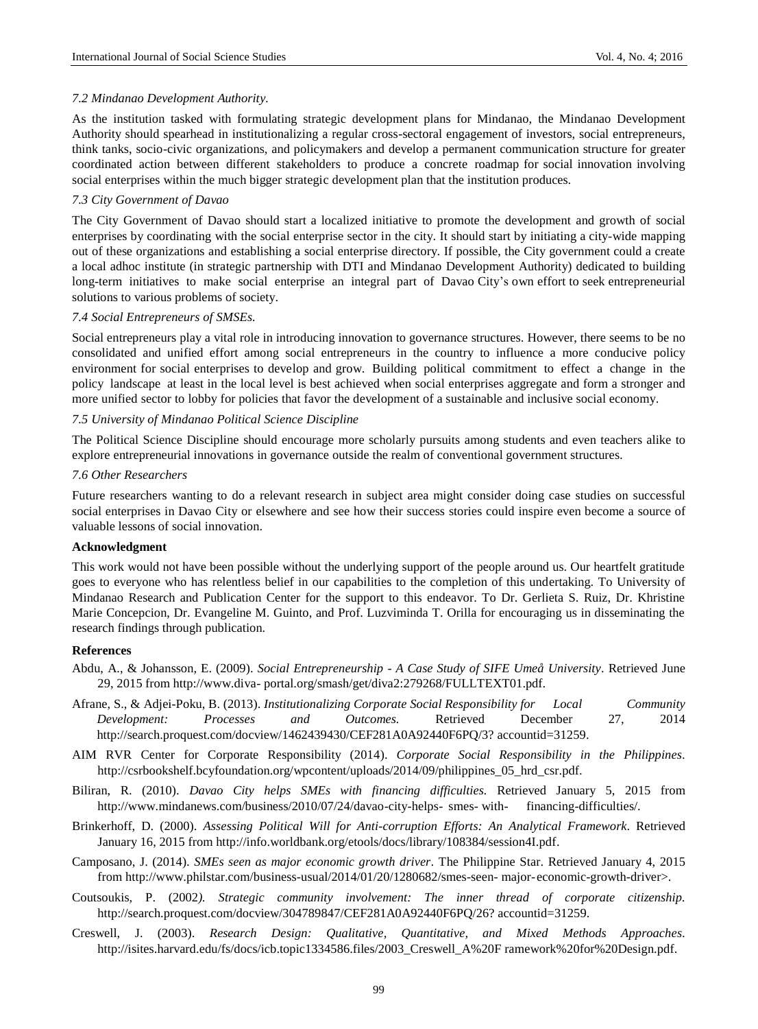*7.2 Mindanao Development Authority.*

As the institution tasked with formulating strategic development plans for Mindanao, the Mindanao Development Authority should spearhead in institutionalizing a regular cross-sectoral engagement of investors, social entrepreneurs, think tanks, socio-civic organizations, and policymakers and develop a permanent communication structure for greater coordinated action between different stakeholders to produce a concrete roadmap for social innovation involving social enterprises within the much bigger strategic development plan that the institution produces.

*7.3 City Government of Davao*

The City Government of Davao should start a localized initiative to promote the development and growth of social enterprises by coordinating with the social enterprise sector in the city. It should start by initiating a city-wide mapping out of these organizations and establishing a social enterprise directory. If possible, the City government could a create a local adhoc institute (in strategic partnership with DTI and Mindanao Development Authority) dedicated to building long-term initiatives to make social enterprise an integral part of Davao City's own effort to seek entrepreneurial solutions to various problems of society.

*7.4 Social Entrepreneurs of SMSEs.*

Social entrepreneurs play a vital role in introducing innovation to governance structures. However, there seems to be no consolidated and unified effort among social entrepreneurs in the country to influence a more conducive policy environment for social enterprises to develop and grow. Building political commitment to effect a change in the policy landscape at least in the local level is best achieved when social enterprises aggregate and form a stronger and more unified sector to lobby for policies that favor the development of a sustainable and inclusive social economy.

*7.5 University of Mindanao Political Science Discipline*

The Political Science Discipline should encourage more scholarly pursuits among students and even teachers alike to explore entrepreneurial innovations in governance outside the realm of conventional government structures.

*7.6 Other Researchers*

Future researchers wanting to do a relevant research in subject area might consider doing case studies on successful social enterprises in Davao City or elsewhere and see how their success stories could inspire even become a source of valuable lessons of social innovation.

**Acknowledgment**

This work would not have been possible without the underlying support of the people around us. Our heartfelt gratitude goes to everyone who has relentless belief in our capabilities to the completion of this undertaking. To University of Mindanao Research and Publication Center for the support to this endeavor. To Dr. Gerlieta S. Ruiz, Dr. Khristine Marie Concepcion, Dr. Evangeline M. Guinto, and Prof. Luzviminda T. Orilla for encouraging us in disseminating the research findings through publication.

**References**

Abdu, A., & Johansson, E. (2009). *Social Entrepreneurship - A Case Study of SIFE Umeå University*. Retrieved June 29, 2015 from http://www.diva- portal.org/smash/get/diva2:279268/FULLTEXT01.pdf.

Afrane, S., & Adjei-Poku, B. (2013). *Institutionalizing Corporate Social Responsibility for Local Community Development: Processes and Outcomes.* Retrieved December 27, 2014 http://search.proquest.com/docview/1462439430/CEF281A0A92440F6PQ/3? accountid=31259.

AIM RVR Center for Corporate Responsibility (2014). *Corporate Social Responsibility in the Philippines*. http://csrbookshelf.bcyfoundation.org/wpcontent/uploads/2014/09/philippines_05_hrd_csr.pdf.

Biliran, R. (2010). *Davao City helps SMEs with financing difficulties.* Retrieved January 5, 2015 from http://www.mindanews.com/business/2010/07/24/davao-city-helps- smes- with- financing-difficulties/.

Brinkerhoff, D. (2000). *Assessing Political Will for Anti-corruption Efforts: An Analytical Framework*. Retrieved January 16, 2015 from http://info.worldbank.org/etools/docs/library/108384/session4I.pdf.

Camposano, J. (2014). *SMEs seen as major economic growth driver*. The Philippine Star. Retrieved January 4, 2015 from http://www.philstar.com/business-usual/2014/01/20/1280682/smes-seen- major-economic-growth-driver>.

Coutsoukis, P. (2002). *Strategic community involvement: The inner thread of corporate citizenship.* http://search.proquest.com/docview/304789847/CEF281A0A92440F6PQ/26? accountid=31259.

Creswell, J. (2003). *Research Design: Qualitative, Quantitative, and Mixed Methods Approaches.* http://isites.harvard.edu/fs/docs/icb.topic1334586.files/2003_Creswell_A%20F ramework%20for%20Design.pdf.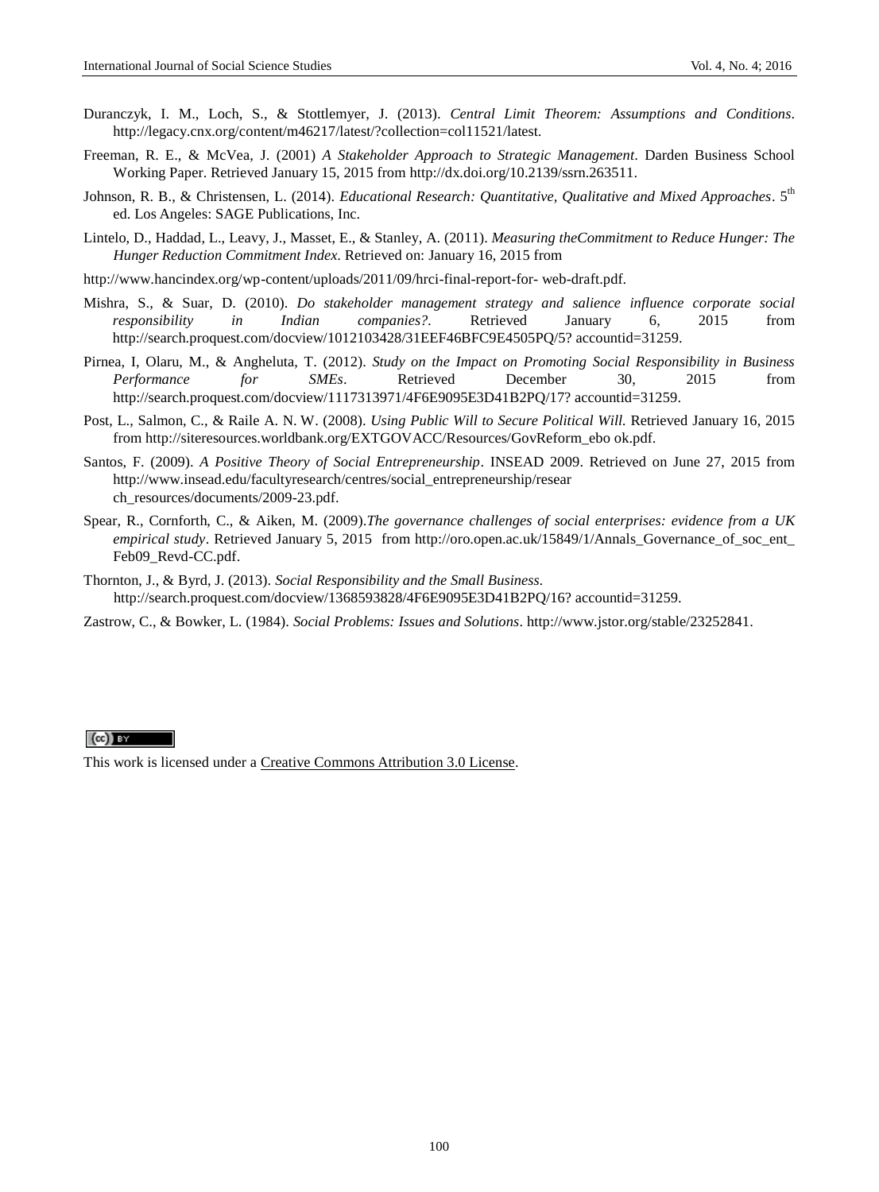Duranczyk, I. M., Loch, S., & Stottlemyer, J. (2013). *Central Limit Theorem: Assumptions and Conditions*. http://legacy.cnx.org/content/m46217/latest/?collection=col11521/latest.

Freeman, R. E., & McVea, J. (2001) *A Stakeholder Approach to Strategic Management*. Darden Business School Working Paper. Retrieved January 15, 2015 from http://dx.doi.org/10.2139/ssrn.263511.

Johnson, R. B., & Christensen, L. (2014). *Educational Research: Quantitative, Qualitative and Mixed Approaches*. 5th ed. Los Angeles: SAGE Publications, Inc.

Lintelo, D., Haddad, L., Leavy, J., Masset, E., & Stanley, A. (2011). *Measuring theCommitment to Reduce Hunger: The Hunger Reduction Commitment Index.* Retrieved on: January 16, 2015 from

http://www.hancindex.org/wp-content/uploads/2011/09/hrci-final-report-for- web-draft.pdf.

Mishra, S., & Suar, D. (2010). *Do stakeholder management strategy and salience influence corporate social responsibility in Indian companies?*. Retrieved January 6, 2015 from http://search.proquest.com/docview/1012103428/31EEF46BFC9E4505PQ/5? accountid=31259.

Pirnea, I, Olaru, M., & Angheluta, T. (2012). *Study on the Impact on Promoting Social Responsibility in Business Performance for SMEs*. Retrieved December 30, 2015 from http://search.proquest.com/docview/1117313971/4F6E9095E3D41B2PQ/17? accountid=31259.

Post, L., Salmon, C., & Raile A. N. W. (2008). *Using Public Will to Secure Political Will.* Retrieved January 16, 2015 from http://siteresources.worldbank.org/EXTGOVACC/Resources/GovReform_ebo ok.pdf.

Santos, F. (2009). *A Positive Theory of Social Entrepreneurship*. INSEAD 2009. Retrieved on June 27, 2015 from http://www.insead.edu/facultyresearch/centres/social_entrepreneurship/resear ch_resources/documents/2009-23.pdf.

Spear, R., Cornforth, C., & Aiken, M. (2009).*The governance challenges of social enterprises: evidence from a UK empirical study*. Retrieved January 5, 2015 from http://oro.open.ac.uk/15849/1/Annals_Governance_of_soc_ent_ Feb09_Revd-CC.pdf.

Thornton, J., & Byrd, J. (2013). *Social Responsibility and the Small Business.* http://search.proquest.com/docview/1368593828/4F6E9095E3D41B2PQ/16? accountid=31259.

Zastrow, C., & Bowker, L. (1984). *Social Problems: Issues and Solutions*. http://www.jstor.org/stable/23252841.

This work is licensed under a Creative Commons Attribution 3.0 License.